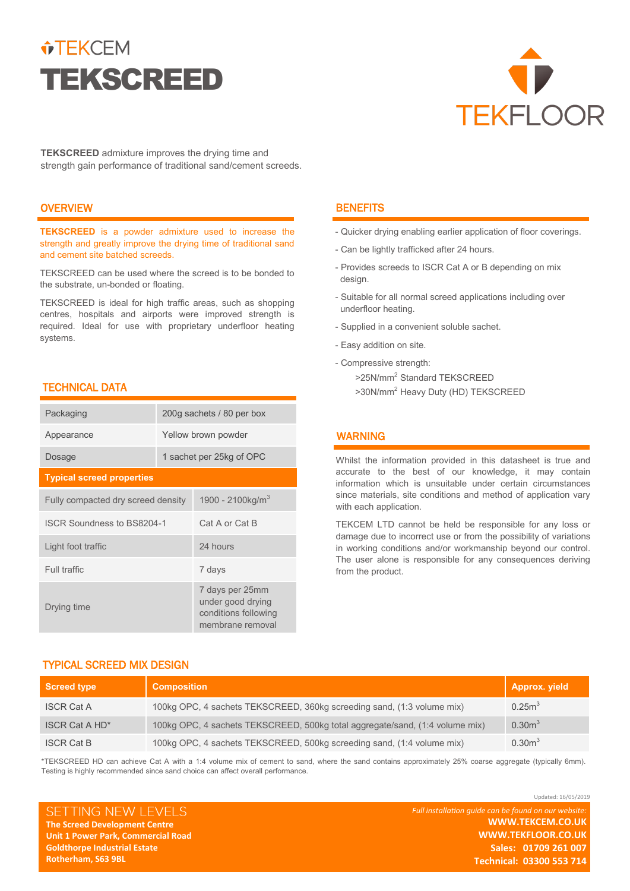TEKCEM

# TEKSCREED

TEKFLOOR

**TEKSCREED** admixture improves the drying time and strength gain performance of traditional sand/cement screeds.

## OVERVIEW

**TEKSCREED** is a powder admixture used to increase the strength and greatly improve the drying time of traditional sand and cement site batched screeds.

TEKSCREED can be used where the screed is to be bonded to the substrate, un-bonded or floating.

TEKSCREED is ideal for high traffic areas, such as shopping centres, hospitals and airports were improved strength is required. Ideal for use with proprietary underfloor heating systems.

## TECHNICAL DATA

| | |
|---|---|
| Packaging | 200g sachets / 80 per box |
| Appearance | Yellow brown powder |
| Dosage | 1 sachet per 25kg of OPC |
| **Typical screed properties** | |
| Fully compacted dry screed density | 1900 - 2100kg/m$^3$ |
| ISCR Soundness to BS8204-1 | Cat A or Cat B |
| Light foot traffic | 24 hours |
| Full traffic | 7 days |
| Drying time | 7 days per 25mm under good drying conditions following membrane removal |

## BENEFITS

- Quicker drying enabling earlier application of floor coverings.
- Can be lightly trafficked after 24 hours.
- Provides screeds to ISCR Cat A or B depending on mix design.
- Suitable for all normal screed applications including over underfloor heating.
- Supplied in a convenient soluble sachet.
- Easy addition on site.
- Compressive strength:
  - >25N/mm$^2$ Standard TEKSCREED
  - >30N/mm$^2$ Heavy Duty (HD) TEKSCREED

## WARNING

Whilst the information provided in this datasheet is true and accurate to the best of our knowledge, it may contain information which is unsuitable under certain circumstances since materials, site conditions and method of application vary with each application.

TEKCEM LTD cannot be held be responsible for any loss or damage due to incorrect use or from the possibility of variations in working conditions and/or workmanship beyond our control. The user alone is responsible for any consequences deriving from the product.

## TYPICAL SCREED MIX DESIGN

| Screed type | Composition | Approx. yield |
|---|---|---|
| ISCR Cat A | 100kg OPC, 4 sachets TEKSCREED, 360kg screeding sand, (1:3 volume mix) | 0.25m$^3$ |
| ISCR Cat A HD* | 100kg OPC, 4 sachets TEKSCREED, 500kg total aggregate/sand, (1:4 volume mix) | 0.30m$^3$ |
| ISCR Cat B | 100kg OPC, 4 sachets TEKSCREED, 500kg screeding sand, (1:4 volume mix) | 0.30m$^3$ |

*TEKSCREED HD can achieve Cat A with a 1:4 volume mix of cement to sand, where the sand contains approximately 25% coarse aggregate (typically 6mm). Testing is highly recommended since sand choice can affect overall performance.

Updated: 16/05/2019

SETTING NEW LEVELS

**The Screed Development Centre**
**Unit 1 Power Park, Commercial Road**
**Goldthorpe Industrial Estate**
**Rotherham, S63 9BL**

*Full installation guide can be found on our website:*
**WWW.TEKCEM.CO.UK**
**WWW.TEKFLOOR.CO.UK**
**Sales: 01709 261 007**
**Technical: 03300 553 714**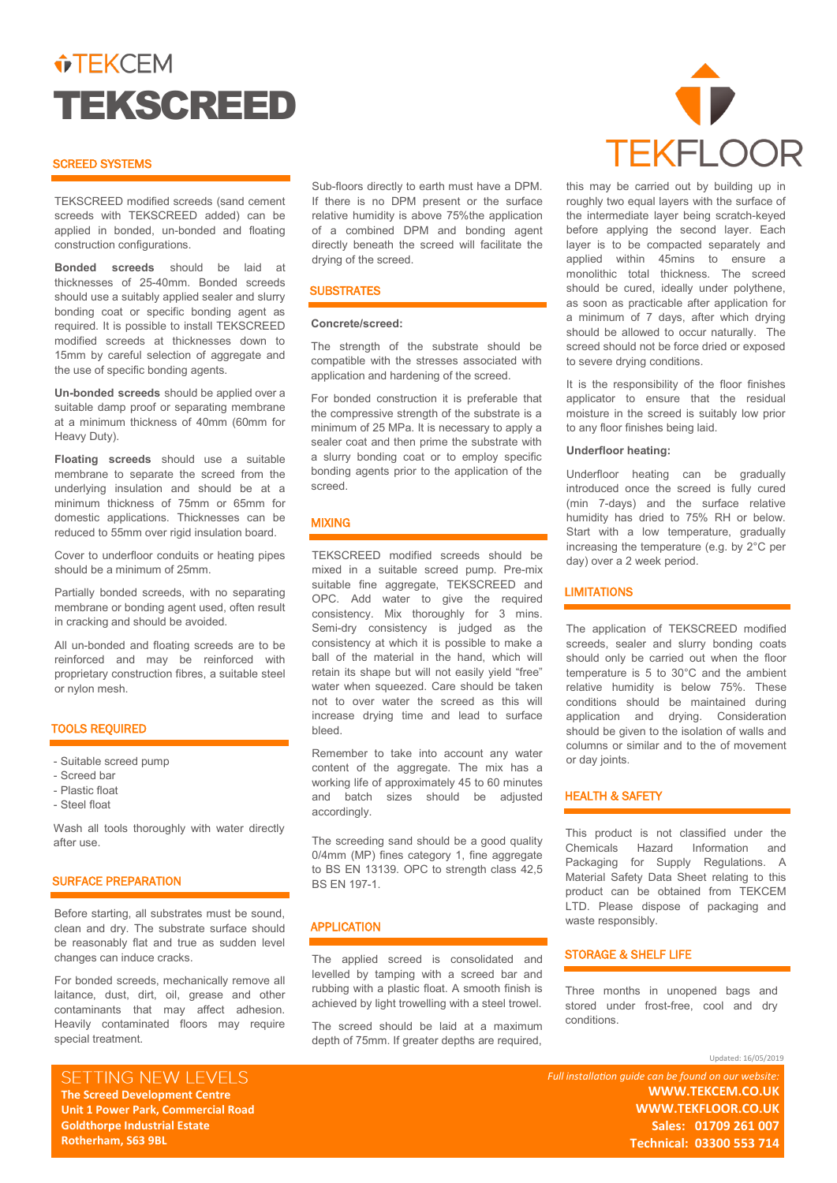# TEKCEM

# TEKSCREED

## SCREED SYSTEMS

TEKSCREED modified screeds (sand cement screeds with TEKSCREED added) can be applied in bonded, un-bonded and floating construction configurations.

**Bonded screeds** should be laid at thicknesses of 25-40mm. Bonded screeds should use a suitably applied sealer and slurry bonding coat or specific bonding agent as required. It is possible to install TEKSCREED modified screeds at thicknesses down to 15mm by careful selection of aggregate and the use of specific bonding agents.

**Un-bonded screeds** should be applied over a suitable damp proof or separating membrane at a minimum thickness of 40mm (60mm for Heavy Duty).

**Floating screeds** should use a suitable membrane to separate the screed from the underlying insulation and should be at a minimum thickness of 75mm or 65mm for domestic applications. Thicknesses can be reduced to 55mm over rigid insulation board.

Cover to underfloor conduits or heating pipes should be a minimum of 25mm.

Partially bonded screeds, with no separating membrane or bonding agent used, often result in cracking and should be avoided.

All un-bonded and floating screeds are to be reinforced and may be reinforced with proprietary construction fibres, a suitable steel or nylon mesh.

## TOOLS REQUIRED

- Suitable screed pump
- Screed bar
- Plastic float
- Steel float

Wash all tools thoroughly with water directly after use.

## SURFACE PREPARATION

Before starting, all substrates must be sound, clean and dry. The substrate surface should be reasonably flat and true as sudden level changes can induce cracks.

For bonded screeds, mechanically remove all laitance, dust, dirt, oil, grease and other contaminants that may affect adhesion. Heavily contaminated floors may require special treatment.

Sub-floors directly to earth must have a DPM. If there is no DPM present or the surface relative humidity is above 75%the application of a combined DPM and bonding agent directly beneath the screed will facilitate the drying of the screed.

## SUBSTRATES

**Concrete/screed:**

The strength of the substrate should be compatible with the stresses associated with application and hardening of the screed.

For bonded construction it is preferable that the compressive strength of the substrate is a minimum of 25 MPa. It is necessary to apply a sealer coat and then prime the substrate with a slurry bonding coat or to employ specific bonding agents prior to the application of the screed.

## MIXING

TEKSCREED modified screeds should be mixed in a suitable screed pump. Pre-mix suitable fine aggregate, TEKSCREED and OPC. Add water to give the required consistency. Mix thoroughly for 3 mins. Semi-dry consistency is judged as the consistency at which it is possible to make a ball of the material in the hand, which will retain its shape but will not easily yield "free" water when squeezed. Care should be taken not to over water the screed as this will increase drying time and lead to surface bleed.

Remember to take into account any water content of the aggregate. The mix has a working life of approximately 45 to 60 minutes and batch sizes should be adjusted accordingly.

The screeding sand should be a good quality 0/4mm (MP) fines category 1, fine aggregate to BS EN 13139. OPC to strength class 42,5 BS EN 197-1.

## APPLICATION

The applied screed is consolidated and levelled by tamping with a screed bar and rubbing with a plastic float. A smooth finish is achieved by light trowelling with a steel trowel.

The screed should be laid at a maximum depth of 75mm. If greater depths are required, this may be carried out by building up in roughly two equal layers with the surface of the intermediate layer being scratch-keyed before applying the second layer. Each layer is to be compacted separately and applied within 45mins to ensure a monolithic total thickness. The screed should be cured, ideally under polythene, as soon as practicable after application for a minimum of 7 days, after which drying should be allowed to occur naturally. The screed should not be force dried or exposed to severe drying conditions.

It is the responsibility of the floor finishes applicator to ensure that the residual moisture in the screed is suitably low prior to any floor finishes being laid.

**Underfloor heating:**

Underfloor heating can be gradually introduced once the screed is fully cured (min 7-days) and the surface relative humidity has dried to 75% RH or below. Start with a low temperature, gradually increasing the temperature (e.g. by 2°C per day) over a 2 week period.

## LIMITATIONS

The application of TEKSCREED modified screeds, sealer and slurry bonding coats should only be carried out when the floor temperature is 5 to 30°C and the ambient relative humidity is below 75%. These conditions should be maintained during application and drying. Consideration should be given to the isolation of walls and columns or similar and to the of movement or day joints.

## HEALTH & SAFETY

This product is not classified under the Chemicals Hazard Information and Packaging for Supply Regulations. A Material Safety Data Sheet relating to this product can be obtained from TEKCEM LTD. Please dispose of packaging and waste responsibly.

## STORAGE & SHELF LIFE

Three months in unopened bags and stored under frost-free, cool and dry conditions.

Updated: 16/05/2019

SETTING NEW LEVELS

**The Screed Development Centre**
**Unit 1 Power Park, Commercial Road**
**Goldthorpe Industrial Estate**
**Rotherham, S63 9BL**

*Full installation guide can be found on our website:*
**WWW.TEKCEM.CO.UK**
**WWW.TEKFLOOR.CO.UK**
**Sales: 01709 261 007**
**Technical: 03300 553 714**